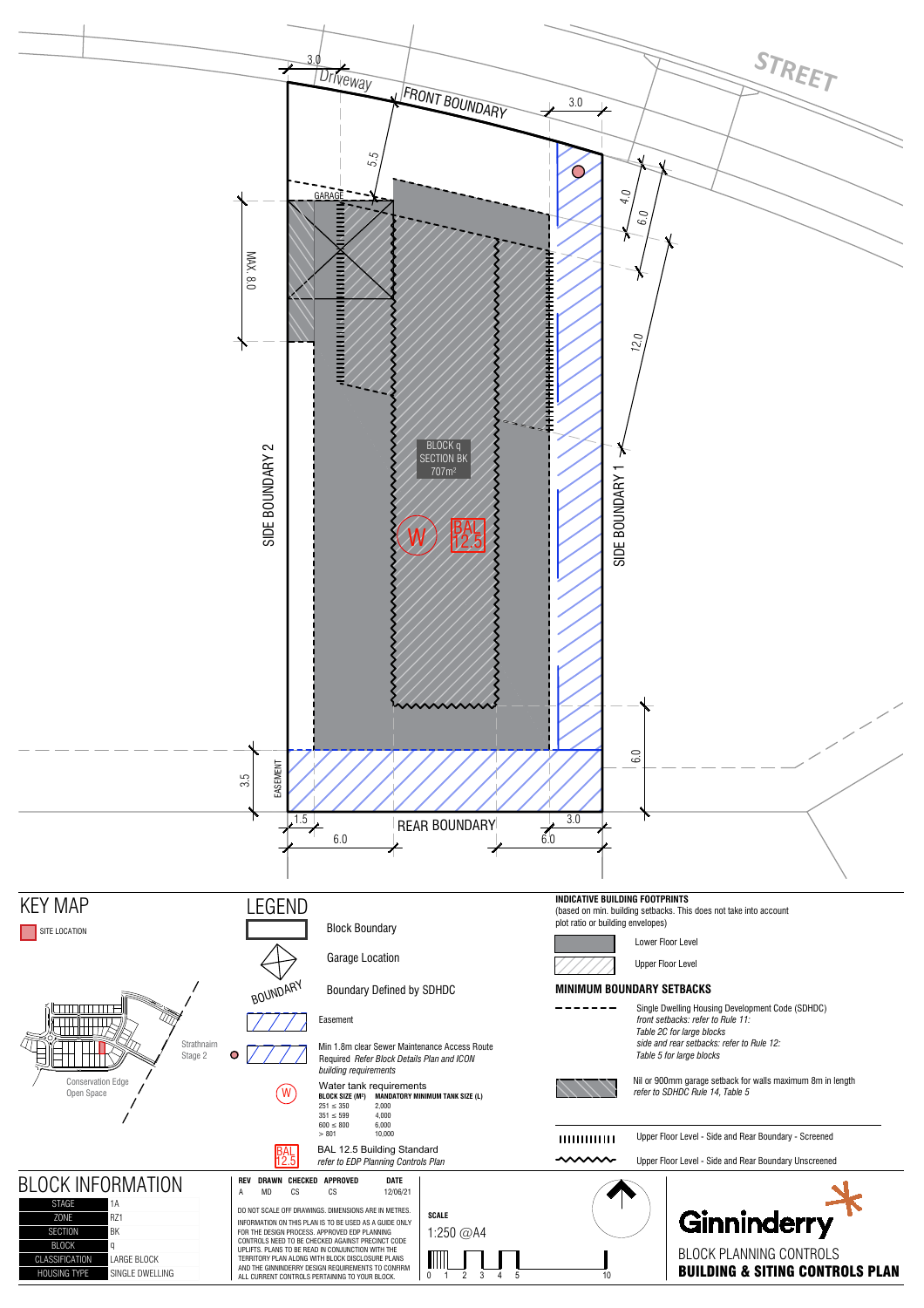STREET

Driveway

FRONT BOUNDARY

3.0

3.0

5.5

4.0

6.0

12.0

GARAGE

MAX. 8.0

SIDE BOUNDARY 2

SIDE BOUNDARY 1

BLOCK q
SECTION BK
707m²

W

BAL 12.5

6.0

3.5

EASEMENT

1.5

6.0

REAR BOUNDARY

3.0

6.0

## KEY MAP

SITE LOCATION

Strathnairn Stage 2

Conservation Edge Open Space

## LEGEND

Block Boundary

Garage Location

BOUNDARY — Boundary Defined by SDHDC

Easement

Min 1.8m clear Sewer Maintenance Access Route Required *Refer Block Details Plan and ICON building requirements*

W — Water tank requirements

| BLOCK SIZE (M²) | MANDATORY MINIMUM TANK SIZE (L) |
|---|---|
| 251 ≤ 350 | 2,000 |
| 351 ≤ 599 | 4,000 |
| 600 ≤ 800 | 6,000 |
| > 801 | 10,000 |

BAL 12.5 — BAL 12.5 Building Standard *refer to EDP Planning Controls Plan*

**INDICATIVE BUILDING FOOTPRINTS**
(based on min. building setbacks. This does not take into account plot ratio or building envelopes)

Lower Floor Level

Upper Floor Level

**MINIMUM BOUNDARY SETBACKS**

Single Dwelling Housing Development Code (SDHDC)
*front setbacks: refer to Rule 11: Table 2C for large blocks*
*side and rear setbacks: refer to Rule 12: Table 5 for large blocks*

Nil or 900mm garage setback for walls maximum 8m in length
*refer to SDHDC Rule 14, Table 5*

Upper Floor Level - Side and Rear Boundary - Screened

Upper Floor Level - Side and Rear Boundary Unscreened

## BLOCK INFORMATION

| | |
|---|---|
| STAGE | 1A |
| ZONE | RZ1 |
| SECTION | BK |
| BLOCK | q |
| CLASSIFICATION | LARGE BLOCK |
| HOUSING TYPE | SINGLE DWELLING |

| REV | DRAWN | CHECKED | APPROVED | DATE |
|---|---|---|---|---|
| A | MD | CS | CS | 12/06/21 |

DO NOT SCALE OFF DRAWINGS. DIMENSIONS ARE IN METRES.
INFORMATION ON THIS PLAN IS TO BE USED AS A GUIDE ONLY FOR THE DESIGN PROCESS. APPROVED EDP PLANNING CONTROLS NEED TO BE CHECKED AGAINST PRECINCT CODE UPLIFTS. PLANS TO BE READ IN CONJUNCTION WITH THE TERRITORY PLAN ALONG WITH BLOCK DISCLOSURE PLANS AND THE GINNINDERRY DESIGN REQUIREMENTS TO CONFIRM ALL CURRENT CONTROLS PERTAINING TO YOUR BLOCK.

**SCALE**
1:250 @A4

0 1 2 3 4 5 10

Ginninderry

BLOCK PLANNING CONTROLS
**BUILDING & SITING CONTROLS PLAN**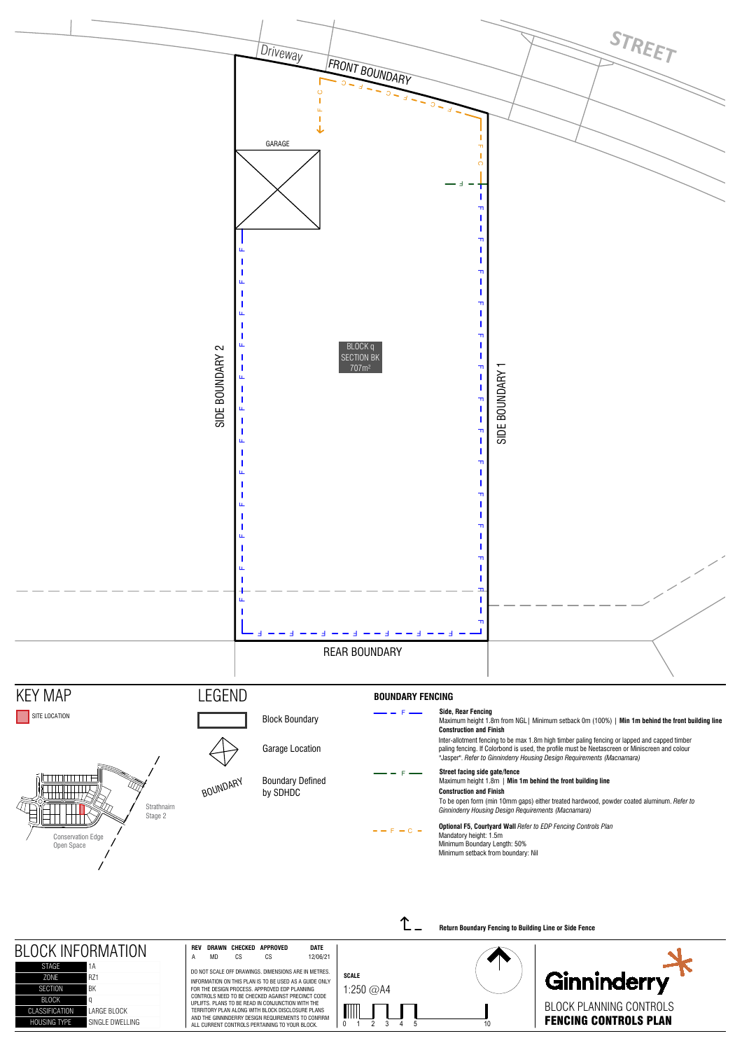STREET

Driveway

FRONT BOUNDARY

GARAGE

SIDE BOUNDARY 2

BLOCK q
SECTION BK
707m²

SIDE BOUNDARY 1

REAR BOUNDARY

## KEY MAP

SITE LOCATION

Strathnairn Stage 2

Conservation Edge Open Space

## LEGEND

Block Boundary

Garage Location

BOUNDARY — Boundary Defined by SDHDC

## BOUNDARY FENCING

**Side, Rear Fencing**
Maximum height 1.8m from NGL | Minimum setback 0m (100%) | **Min 1m behind the front building line**
**Construction and Finish**
Inter-allotment fencing to be max 1.8m high timber paling fencing or lapped and capped timber paling fencing. If Colorbond is used, the profile must be Neetascreen or Miniscreen and colour "Jasper". *Refer to Ginninderry Housing Design Requirements (Macnamara)*

**Street facing side gate/fence**
Maximum height 1.8m | **Min 1m behind the front building line**
**Construction and Finish**
To be open form (min 10mm gaps) either treated hardwood, powder coated aluminum. *Refer to Ginninderry Housing Design Requirements (Macnamara)*

**Optional F5, Courtyard Wall** *Refer to EDP Fencing Controls Plan*
Mandatory height: 1.5m
Minimum Boundary Length: 50%
Minimum setback from boundary: Nil

**Return Boundary Fencing to Building Line or Side Fence**

## BLOCK INFORMATION

| | |
|---|---|
| STAGE | 1A |
| ZONE | RZ1 |
| SECTION | BK |
| BLOCK | q |
| CLASSIFICATION | LARGE BLOCK |
| HOUSING TYPE | SINGLE DWELLING |

| REV | DRAWN | CHECKED | APPROVED | DATE |
|---|---|---|---|---|
| A | MD | CS | CS | 12/06/21 |

DO NOT SCALE OFF DRAWINGS. DIMENSIONS ARE IN METRES.
INFORMATION ON THIS PLAN IS TO BE USED AS A GUIDE ONLY FOR THE DESIGN PROCESS. APPROVED EDP PLANNING CONTROLS NEED TO BE CHECKED AGAINST PRECINCT CODE UPLIFTS. PLANS TO BE READ IN CONJUNCTION WITH THE TERRITORY PLAN ALONG WITH BLOCK DISCLOSURE PLANS AND THE GINNINDERRY DESIGN REQUIREMENTS TO CONFIRM ALL CURRENT CONTROLS PERTAINING TO YOUR BLOCK.

**SCALE**
1:250 @A4

0 1 2 3 4 5 10

Ginninderry

BLOCK PLANNING CONTROLS
**FENCING CONTROLS PLAN**